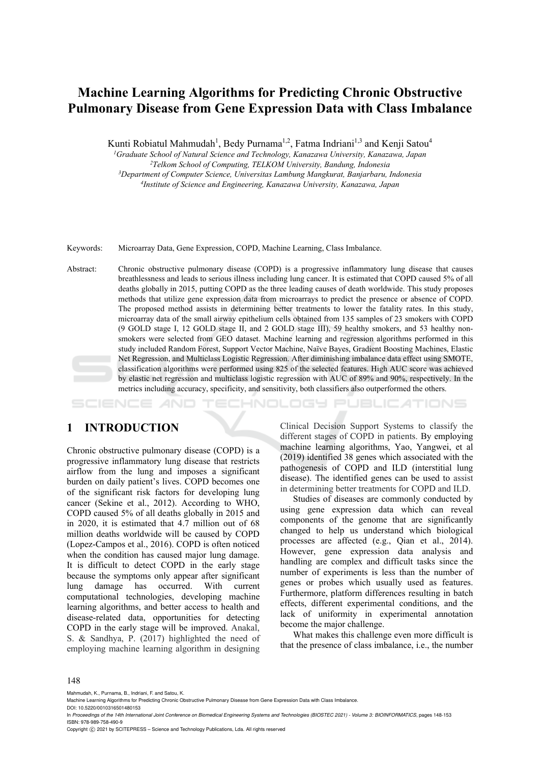# Machine Learning Algorithms for Predicting Chronic Obstructive Pulmonary Disease from Gene Expression Data with Class Imbalance

Kunti Robiatul Mahmudah[1], Bedy Purnama[1,2], Fatma Indriani[1,3] and Kenji Satou[4]

[1]*Graduate School of Natural Science and Technology, Kanazawa University, Kanazawa, Japan*
[2]*Telkom School of Computing, TELKOM University, Bandung, Indonesia*
[3]*Department of Computer Science, Universitas Lambung Mangkurat, Banjarbaru, Indonesia*
[4]*Institute of Science and Engineering, Kanazawa University, Kanazawa, Japan*

Keywords: Microarray Data, Gene Expression, COPD, Machine Learning, Class Imbalance.

Abstract: Chronic obstructive pulmonary disease (COPD) is a progressive inflammatory lung disease that causes breathlessness and leads to serious illness including lung cancer. It is estimated that COPD caused 5% of all deaths globally in 2015, putting COPD as the three leading causes of death worldwide. This study proposes methods that utilize gene expression data from microarrays to predict the presence or absence of COPD. The proposed method assists in determining better treatments to lower the fatality rates. In this study, microarray data of the small airway epithelium cells obtained from 135 samples of 23 smokers with COPD (9 GOLD stage I, 12 GOLD stage II, and 2 GOLD stage III), 59 healthy smokers, and 53 healthy non-smokers were selected from GEO dataset. Machine learning and regression algorithms performed in this study included Random Forest, Support Vector Machine, Naïve Bayes, Gradient Boosting Machines, Elastic Net Regression, and Multiclass Logistic Regression. After diminishing imbalance data effect using SMOTE, classification algorithms were performed using 825 of the selected features. High AUC score was achieved by elastic net regression and multiclass logistic regression with AUC of 89% and 90%, respectively. In the metrics including accuracy, specificity, and sensitivity, both classifiers also outperformed the others.

## 1 INTRODUCTION

Chronic obstructive pulmonary disease (COPD) is a progressive inflammatory lung disease that restricts airflow from the lung and imposes a significant burden on daily patient's lives. COPD becomes one of the significant risk factors for developing lung cancer (Sekine et al., 2012). According to WHO, COPD caused 5% of all deaths globally in 2015 and in 2020, it is estimated that 4.7 million out of 68 million deaths worldwide will be caused by COPD (Lopez-Campos et al., 2016). COPD is often noticed when the condition has caused major lung damage. It is difficult to detect COPD in the early stage because the symptoms only appear after significant lung damage has occurred. With current computational technologies, developing machine learning algorithms, and better access to health and disease-related data, opportunities for detecting COPD in the early stage will be improved. Anakal, S. & Sandhya, P. (2017) highlighted the need of employing machine learning algorithm in designing Clinical Decision Support Systems to classify the different stages of COPD in patients. By employing machine learning algorithms, Yao, Yangwei, et al (2019) identified 38 genes which associated with the pathogenesis of COPD and ILD (interstitial lung disease). The identified genes can be used to assist in determining better treatments for COPD and ILD.

Studies of diseases are commonly conducted by using gene expression data which can reveal components of the genome that are significantly changed to help us understand which biological processes are affected (e.g., Qian et al., 2014). However, gene expression data analysis and handling are complex and difficult tasks since the number of experiments is less than the number of genes or probes which usually used as features. Furthermore, platform differences resulting in batch effects, different experimental conditions, and the lack of uniformity in experimental annotation become the major challenge.

What makes this challenge even more difficult is that the presence of class imbalance, i.e., the number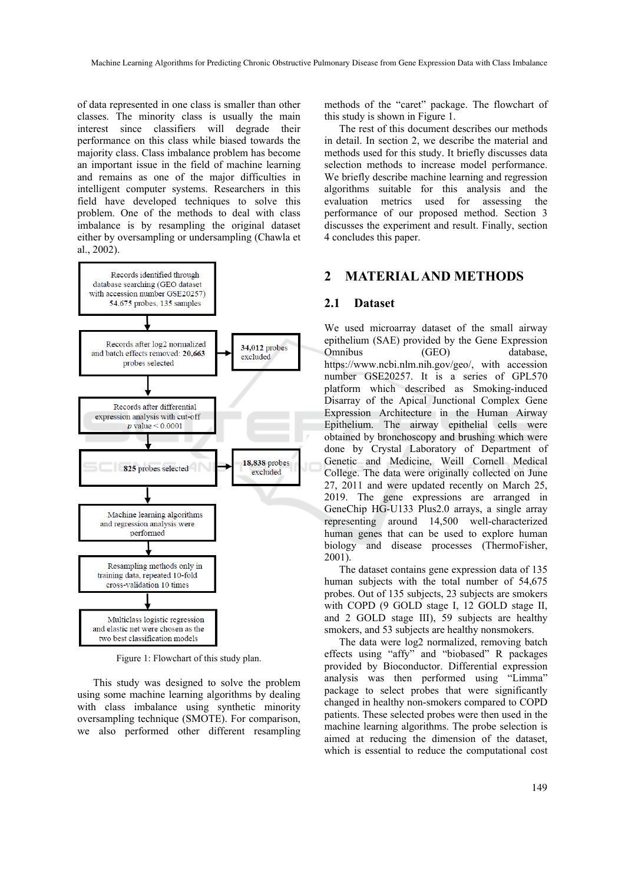of data represented in one class is smaller than other classes. The minority class is usually the main interest since classifiers will degrade their performance on this class while biased towards the majority class. Class imbalance problem has become an important issue in the field of machine learning and remains as one of the major difficulties in intelligent computer systems. Researchers in this field have developed techniques to solve this problem. One of the methods to deal with class imbalance is by resampling the original dataset either by oversampling or undersampling (Chawla et al., 2002).

Records identified through database searching (GEO dataset with accession number GSE20257) 54,675 probes, 135 samples

↓

Records after log2 normalized and batch effects removed: **20,663** probes selected → **34,012** probes excluded

↓

Records after differential expression analysis with cut-off *p* value < 0.0001

↓

**825** probes selected → **18,838** probes excluded

↓

Machine learning algorithms and regression analysis were performed

↓

Resampling methods only in training data, repeated 10-fold cross-validation 10 times

↓

Multiclass logistic regression and elastic net were chosen as the two best classification models

Figure 1: Flowchart of this study plan.

This study was designed to solve the problem using some machine learning algorithms by dealing with class imbalance using synthetic minority oversampling technique (SMOTE). For comparison, we also performed other different resampling methods of the "caret" package. The flowchart of this study is shown in Figure 1.

The rest of this document describes our methods in detail. In section 2, we describe the material and methods used for this study. It briefly discusses data selection methods to increase model performance. We briefly describe machine learning and regression algorithms suitable for this analysis and the evaluation metrics used for assessing the performance of our proposed method. Section 3 discusses the experiment and result. Finally, section 4 concludes this paper.

# 2 MATERIAL AND METHODS

## 2.1 Dataset

We used microarray dataset of the small airway epithelium (SAE) provided by the Gene Expression Omnibus (GEO) database, https://www.ncbi.nlm.nih.gov/geo/, with accession number GSE20257. It is a series of GPL570 platform which described as Smoking-induced Disarray of the Apical Junctional Complex Gene Expression Architecture in the Human Airway Epithelium. The airway epithelial cells were obtained by bronchoscopy and brushing which were done by Crystal Laboratory of Department of Genetic and Medicine, Weill Cornell Medical College. The data were originally collected on June 27, 2011 and were updated recently on March 25, 2019. The gene expressions are arranged in GeneChip HG-U133 Plus2.0 arrays, a single array representing around 14,500 well-characterized human genes that can be used to explore human biology and disease processes (ThermoFisher, 2001).

The dataset contains gene expression data of 135 human subjects with the total number of 54,675 probes. Out of 135 subjects, 23 subjects are smokers with COPD (9 GOLD stage I, 12 GOLD stage II, and 2 GOLD stage III), 59 subjects are healthy smokers, and 53 subjects are healthy nonsmokers.

The data were log2 normalized, removing batch effects using "affy" and "biobased" R packages provided by Bioconductor. Differential expression analysis was then performed using "Limma" package to select probes that were significantly changed in healthy non-smokers compared to COPD patients. These selected probes were then used in the machine learning algorithms. The probe selection is aimed at reducing the dimension of the dataset, which is essential to reduce the computational cost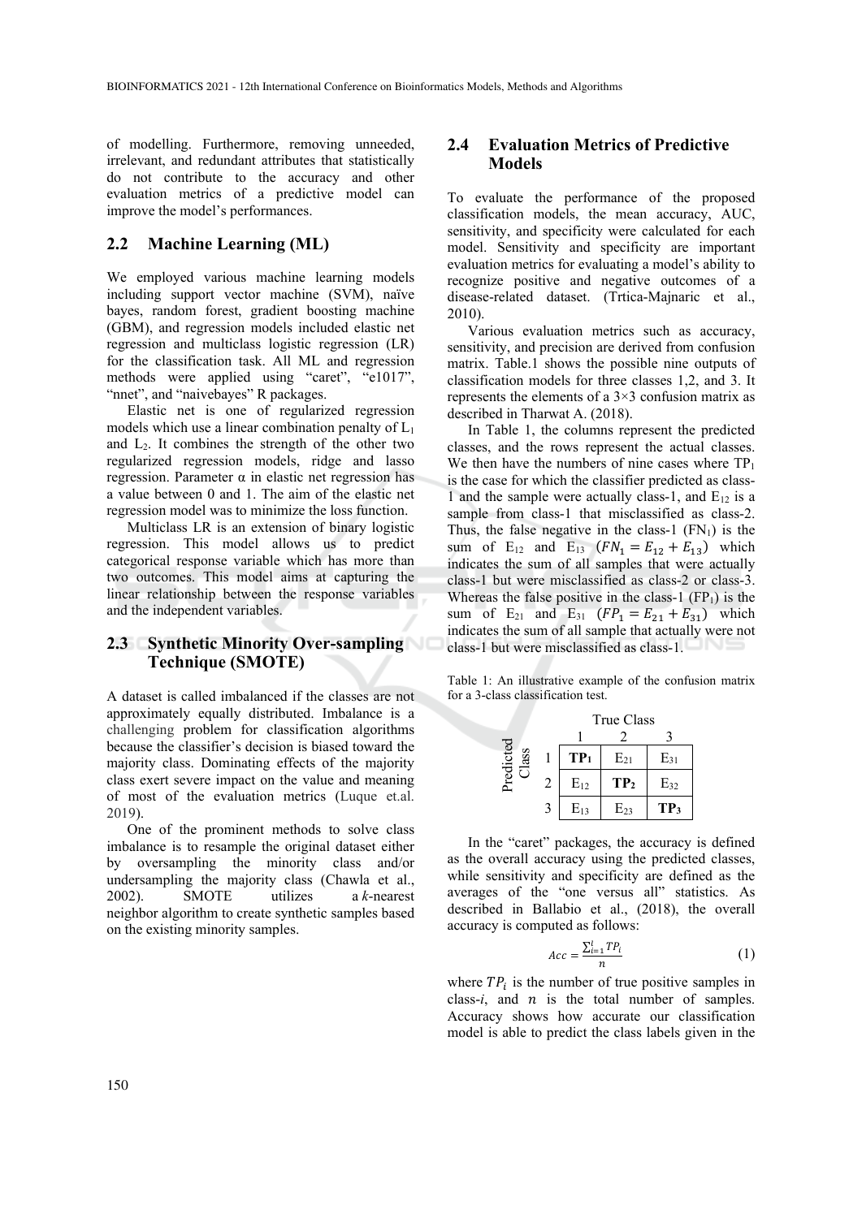of modelling. Furthermore, removing unneeded, irrelevant, and redundant attributes that statistically do not contribute to the accuracy and other evaluation metrics of a predictive model can improve the model's performances.

## 2.2 Machine Learning (ML)

We employed various machine learning models including support vector machine (SVM), naïve bayes, random forest, gradient boosting machine (GBM), and regression models included elastic net regression and multiclass logistic regression (LR) for the classification task. All ML and regression methods were applied using "caret", "e1017", "nnet", and "naivebayes" R packages.

Elastic net is one of regularized regression models which use a linear combination penalty of $L_1$ and $L_2$. It combines the strength of the other two regularized regression models, ridge and lasso regression. Parameter α in elastic net regression has a value between 0 and 1. The aim of the elastic net regression model was to minimize the loss function.

Multiclass LR is an extension of binary logistic regression. This model allows us to predict categorical response variable which has more than two outcomes. This model aims at capturing the linear relationship between the response variables and the independent variables.

## 2.3 Synthetic Minority Over-sampling Technique (SMOTE)

A dataset is called imbalanced if the classes are not approximately equally distributed. Imbalance is a challenging problem for classification algorithms because the classifier's decision is biased toward the majority class. Dominating effects of the majority class exert severe impact on the value and meaning of most of the evaluation metrics (Luque et.al. 2019).

One of the prominent methods to solve class imbalance is to resample the original dataset either by oversampling the minority class and/or undersampling the majority class (Chawla et al., 2002). SMOTE utilizes a *k*-nearest neighbor algorithm to create synthetic samples based on the existing minority samples.

## 2.4 Evaluation Metrics of Predictive Models

To evaluate the performance of the proposed classification models, the mean accuracy, AUC, sensitivity, and specificity were calculated for each model. Sensitivity and specificity are important evaluation metrics for evaluating a model's ability to recognize positive and negative outcomes of a disease-related dataset. (Trtica-Majnaric et al., 2010).

Various evaluation metrics such as accuracy, sensitivity, and precision are derived from confusion matrix. Table.1 shows the possible nine outputs of classification models for three classes 1,2, and 3. It represents the elements of a 3×3 confusion matrix as described in Tharwat A. (2018).

In Table 1, the columns represent the predicted classes, and the rows represent the actual classes. We then have the numbers of nine cases where $TP_1$ is the case for which the classifier predicted as class-1 and the sample were actually class-1, and $E_{12}$ is a sample from class-1 that misclassified as class-2. Thus, the false negative in the class-1 ($FN_1$) is the sum of $E_{12}$ and $E_{13}$ ($FN_1 = E_{12} + E_{13}$) which indicates the sum of all samples that were actually class-1 but were misclassified as class-2 or class-3. Whereas the false positive in the class-1 ($FP_1$) is the sum of $E_{21}$ and $E_{31}$ ($FP_1 = E_{21} + E_{31}$) which indicates the sum of all sample that actually were not class-1 but were misclassified as class-1.

Table 1: An illustrative example of the confusion matrix for a 3-class classification test.

| | | True Class | | |
|---|---|---|---|---|
| | | 1 | 2 | 3 |
| Predicted Class | 1 | **$TP_1$** | $E_{21}$ | $E_{31}$ |
| | 2 | $E_{12}$ | **$TP_2$** | $E_{32}$ |
| | 3 | $E_{13}$ | $E_{23}$ | **$TP_3$** |

In the "caret" packages, the accuracy is defined as the overall accuracy using the predicted classes, while sensitivity and specificity are defined as the averages of the "one versus all" statistics. As described in Ballabio et al., (2018), the overall accuracy is computed as follows:

$$Acc = \frac{\sum_{i=1}^{l} TP_i}{n} \quad (1)$$

where $TP_i$ is the number of true positive samples in class-$i$, and $n$ is the total number of samples. Accuracy shows how accurate our classification model is able to predict the class labels given in the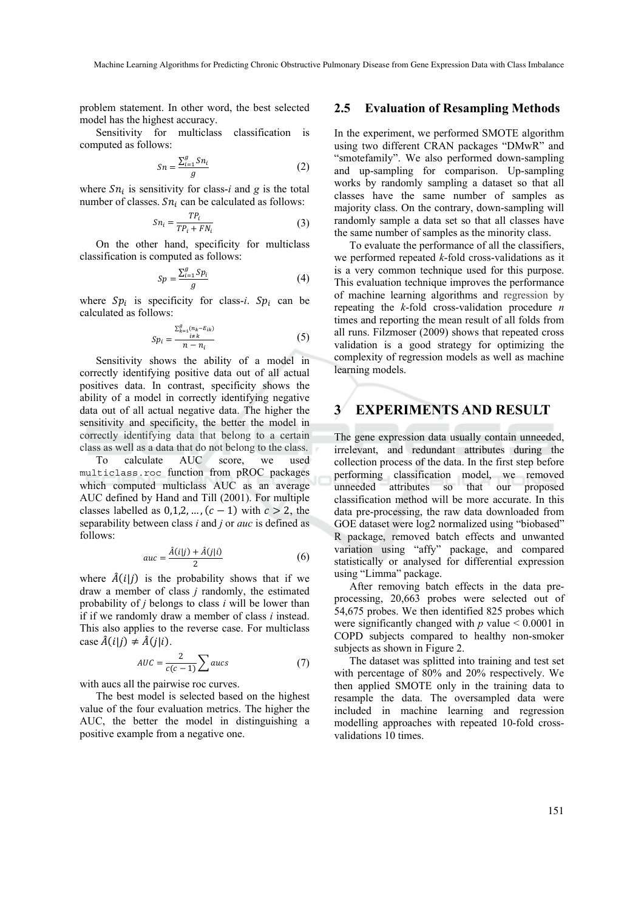problem statement. In other word, the best selected model has the highest accuracy.

Sensitivity for multiclass classification is computed as follows:

$$Sn = \frac{\sum_{i=1}^{g} Sn_i}{g} \tag{2}$$

where $Sn_i$ is sensitivity for class-*i* and *g* is the total number of classes. $Sn_i$ can be calculated as follows:

$$Sn_i = \frac{TP_i}{TP_i + FN_i} \tag{3}$$

On the other hand, specificity for multiclass classification is computed as follows:

$$Sp = \frac{\sum_{i=1}^{g} Sp_i}{g} \tag{4}$$

where $Sp_i$ is specificity for class-*i*. $Sp_i$ can be calculated as follows:

$$Sp_i = \frac{\sum_{\substack{k=1 \\ i \neq k}}^{g} (n_k - E_{ik})}{n - n_i} \tag{5}$$

Sensitivity shows the ability of a model in correctly identifying positive data out of all actual positives data. In contrast, specificity shows the ability of a model in correctly identifying negative data out of all actual negative data. The higher the sensitivity and specificity, the better the model in correctly identifying data that belong to a certain class as well as a data that do not belong to the class.

To calculate AUC score, we used `multiclass.roc` function from pROC packages which computed multiclass AUC as an average AUC defined by Hand and Till (2001). For multiple classes labelled as $0,1,2,\dots,(c-1)$ with $c > 2$, the separability between class *i* and *j* or *auc* is defined as follows:

$$auc = \frac{\hat{A}(i|j) + \hat{A}(j|i)}{2} \tag{6}$$

where $\hat{A}(i|j)$ is the probability shows that if we draw a member of class *j* randomly, the estimated probability of *j* belongs to class *i* will be lower than if if we randomly draw a member of class *i* instead. This also applies to the reverse case. For multiclass case $\hat{A}(i|j) \neq \hat{A}(j|i)$.

$$AUC = \frac{2}{c(c-1)} \sum aucs \tag{7}$$

with aucs all the pairwise roc curves.

The best model is selected based on the highest value of the four evaluation metrics. The higher the AUC, the better the model in distinguishing a positive example from a negative one.

## 2.5 Evaluation of Resampling Methods

In the experiment, we performed SMOTE algorithm using two different CRAN packages "DMwR" and "smotefamily". We also performed down-sampling and up-sampling for comparison. Up-sampling works by randomly sampling a dataset so that all classes have the same number of samples as majority class. On the contrary, down-sampling will randomly sample a data set so that all classes have the same number of samples as the minority class.

To evaluate the performance of all the classifiers, we performed repeated *k*-fold cross-validations as it is a very common technique used for this purpose. This evaluation technique improves the performance of machine learning algorithms and regression by repeating the *k*-fold cross-validation procedure *n* times and reporting the mean result of all folds from all runs. Filzmoser (2009) shows that repeated cross validation is a good strategy for optimizing the complexity of regression models as well as machine learning models.

# 3 EXPERIMENTS AND RESULT

The gene expression data usually contain unneeded, irrelevant, and redundant attributes during the collection process of the data. In the first step before performing classification model, we removed unneeded attributes so that our proposed classification method will be more accurate. In this data pre-processing, the raw data downloaded from GOE dataset were log2 normalized using "biobased" R package, removed batch effects and unwanted variation using "affy" package, and compared statistically or analysed for differential expression using "Limma" package.

After removing batch effects in the data pre-processing, 20,663 probes were selected out of 54,675 probes. We then identified 825 probes which were significantly changed with *p* value < 0.0001 in COPD subjects compared to healthy non-smoker subjects as shown in Figure 2.

The dataset was splitted into training and test set with percentage of 80% and 20% respectively. We then applied SMOTE only in the training data to resample the data. The oversampled data were included in machine learning and regression modelling approaches with repeated 10-fold cross-validations 10 times.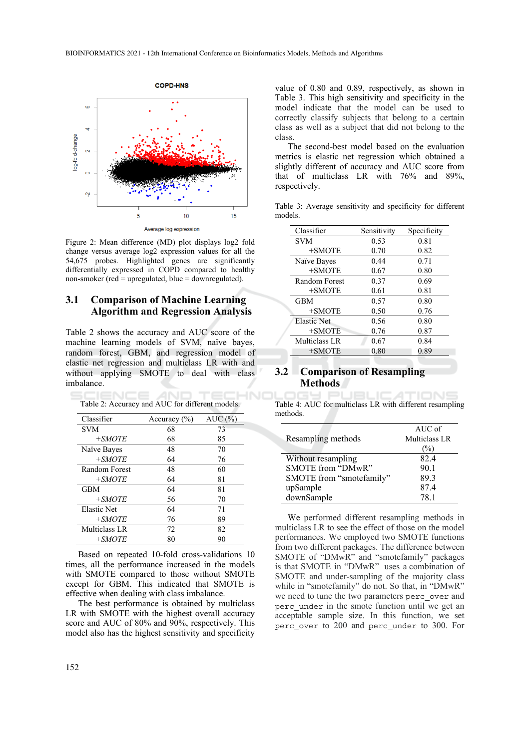Figure 2: Mean difference (MD) plot displays log2 fold change versus average log2 expression values for all the 54,675 probes. Highlighted genes are significantly differentially expressed in COPD compared to healthy non-smoker (red = upregulated, blue = downregulated).

### 3.1 Comparison of Machine Learning Algorithm and Regression Analysis

Table 2 shows the accuracy and AUC score of the machine learning models of SVM, naïve bayes, random forest, GBM, and regression model of elastic net regression and multiclass LR with and without applying SMOTE to deal with class imbalance.

Table 2: Accuracy and AUC for different models.

| Classifier | Accuracy (%) | AUC (%) |
|---|---|---|
| SVM | 68 | 73 |
| *+SMOTE* | 68 | 85 |
| Naïve Bayes | 48 | 70 |
| *+SMOTE* | 64 | 76 |
| Random Forest | 48 | 60 |
| *+SMOTE* | 64 | 81 |
| GBM | 64 | 81 |
| *+SMOTE* | 56 | 70 |
| Elastic Net | 64 | 71 |
| *+SMOTE* | 76 | 89 |
| Multiclass LR | 72 | 82 |
| *+SMOTE* | 80 | 90 |

Based on repeated 10-fold cross-validations 10 times, all the performance increased in the models with SMOTE compared to those without SMOTE except for GBM. This indicated that SMOTE is effective when dealing with class imbalance.

The best performance is obtained by multiclass LR with SMOTE with the highest overall accuracy score and AUC of 80% and 90%, respectively. This model also has the highest sensitivity and specificity value of 0.80 and 0.89, respectively, as shown in Table 3. This high sensitivity and specificity in the model indicate that the model can be used to correctly classify subjects that belong to a certain class as well as a subject that did not belong to the class.

The second-best model based on the evaluation metrics is elastic net regression which obtained a slightly different of accuracy and AUC score from that of multiclass LR with 76% and 89%, respectively.

Table 3: Average sensitivity and specificity for different models.

| Classifier | Sensitivity | Specificity |
|---|---|---|
| SVM | 0.53 | 0.81 |
| +SMOTE | 0.70 | 0.82 |
| Naïve Bayes | 0.44 | 0.71 |
| +SMOTE | 0.67 | 0.80 |
| Random Forest | 0.37 | 0.69 |
| +SMOTE | 0.61 | 0.81 |
| GBM | 0.57 | 0.80 |
| +SMOTE | 0.50 | 0.76 |
| Elastic Net | 0.56 | 0.80 |
| +SMOTE | 0.76 | 0.87 |
| Multiclass LR | 0.67 | 0.84 |
| +SMOTE | 0.80 | 0.89 |

### 3.2 Comparison of Resampling Methods

Table 4: AUC for multiclass LR with different resampling methods.

| Resampling methods | AUC of Multiclass LR (%) |
|---|---|
| Without resampling | 82.4 |
| SMOTE from "DMwR" | 90.1 |
| SMOTE from "smotefamily" | 89.3 |
| upSample | 87.4 |
| downSample | 78.1 |

We performed different resampling methods in multiclass LR to see the effect of those on the model performances. We employed two SMOTE functions from two different packages. The difference between SMOTE of "DMwR" and "smotefamily" packages is that SMOTE in "DMwR" uses a combination of SMOTE and under-sampling of the majority class while in "smotefamily" do not. So that, in "DMwR" we need to tune the two parameters `perc_over` and `perc_under` in the smote function until we get an acceptable sample size. In this function, we set `perc_over` to 200 and `perc_under` to 300. For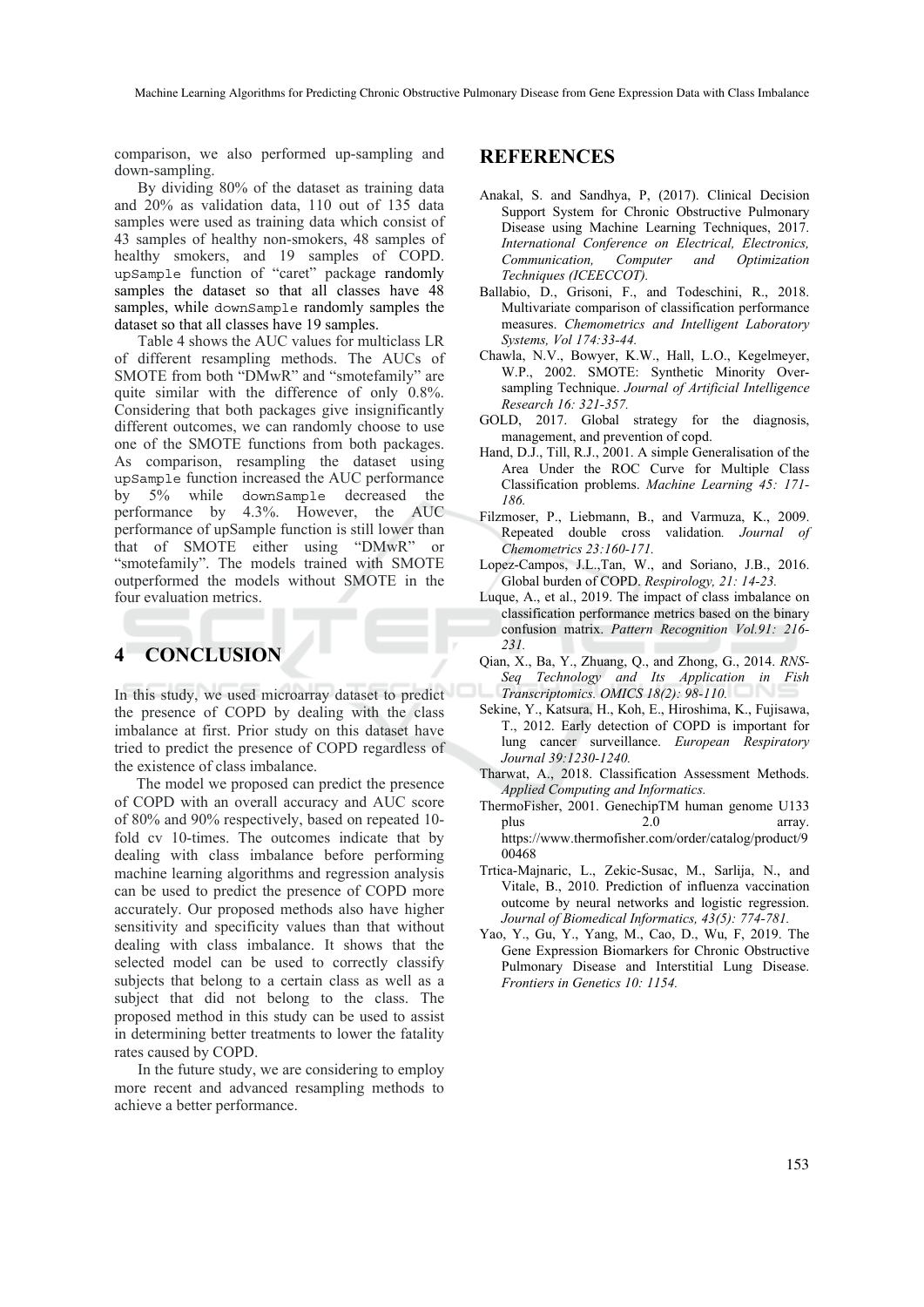comparison, we also performed up-sampling and down-sampling.

By dividing 80% of the dataset as training data and 20% as validation data, 110 out of 135 data samples were used as training data which consist of 43 samples of healthy non-smokers, 48 samples of healthy smokers, and 19 samples of COPD. `upSample` function of "caret" package randomly samples the dataset so that all classes have 48 samples, while `downSample` randomly samples the dataset so that all classes have 19 samples.

Table 4 shows the AUC values for multiclass LR of different resampling methods. The AUCs of SMOTE from both "DMwR" and "smotefamily" are quite similar with the difference of only 0.8%. Considering that both packages give insignificantly different outcomes, we can randomly choose to use one of the SMOTE functions from both packages. As comparison, resampling the dataset using `upSample` function increased the AUC performance by 5% while `downSample` decreased the performance by 4.3%. However, the AUC performance of upSample function is still lower than that of SMOTE either using "DMwR" or "smotefamily". The models trained with SMOTE outperformed the models without SMOTE in the four evaluation metrics.

## 4 CONCLUSION

In this study, we used microarray dataset to predict the presence of COPD by dealing with the class imbalance at first. Prior study on this dataset have tried to predict the presence of COPD regardless of the existence of class imbalance.

The model we proposed can predict the presence of COPD with an overall accuracy and AUC score of 80% and 90% respectively, based on repeated 10-fold cv 10-times. The outcomes indicate that by dealing with class imbalance before performing machine learning algorithms and regression analysis can be used to predict the presence of COPD more accurately. Our proposed methods also have higher sensitivity and specificity values than that without dealing with class imbalance. It shows that the selected model can be used to correctly classify subjects that belong to a certain class as well as a subject that did not belong to the class. The proposed method in this study can be used to assist in determining better treatments to lower the fatality rates caused by COPD.

In the future study, we are considering to employ more recent and advanced resampling methods to achieve a better performance.

## REFERENCES

Anakal, S. and Sandhya, P, (2017). Clinical Decision Support System for Chronic Obstructive Pulmonary Disease using Machine Learning Techniques, 2017. *International Conference on Electrical, Electronics, Communication, Computer and Optimization Techniques (ICEECCOT).*

Ballabio, D., Grisoni, F., and Todeschini, R., 2018. Multivariate comparison of classification performance measures. *Chemometrics and Intelligent Laboratory Systems, Vol 174:33-44.*

Chawla, N.V., Bowyer, K.W., Hall, L.O., Kegelmeyer, W.P., 2002. SMOTE: Synthetic Minority Over-sampling Technique. *Journal of Artificial Intelligence Research 16: 321-357.*

GOLD, 2017. Global strategy for the diagnosis, management, and prevention of copd.

Hand, D.J., Till, R.J., 2001. A simple Generalisation of the Area Under the ROC Curve for Multiple Class Classification problems. *Machine Learning 45: 171-186.*

Filzmoser, P., Liebmann, B., and Varmuza, K., 2009. Repeated double cross validation. *Journal of Chemometrics 23:160-171.*

Lopez-Campos, J.L.,Tan, W., and Soriano, J.B., 2016. Global burden of COPD. *Respirology, 21: 14-23.*

Luque, A., et al., 2019. The impact of class imbalance on classification performance metrics based on the binary confusion matrix. *Pattern Recognition Vol.91: 216-231.*

Qian, X., Ba, Y., Zhuang, Q., and Zhong, G., 2014. *RNS-Seq Technology and Its Application in Fish Transcriptomics. OMICS 18(2): 98-110.*

Sekine, Y., Katsura, H., Koh, E., Hiroshima, K., Fujisawa, T., 2012. Early detection of COPD is important for lung cancer surveillance. *European Respiratory Journal 39:1230-1240.*

Tharwat, A., 2018. Classification Assessment Methods. *Applied Computing and Informatics.*

ThermoFisher, 2001. GenechipTM human genome U133 plus 2.0 array. https://www.thermofisher.com/order/catalog/product/900468

Trtica-Majnaric, L., Zekic-Susac, M., Sarlija, N., and Vitale, B., 2010. Prediction of influenza vaccination outcome by neural networks and logistic regression. *Journal of Biomedical Informatics, 43(5): 774-781.*

Yao, Y., Gu, Y., Yang, M., Cao, D., Wu, F, 2019. The Gene Expression Biomarkers for Chronic Obstructive Pulmonary Disease and Interstitial Lung Disease. *Frontiers in Genetics 10: 1154.*